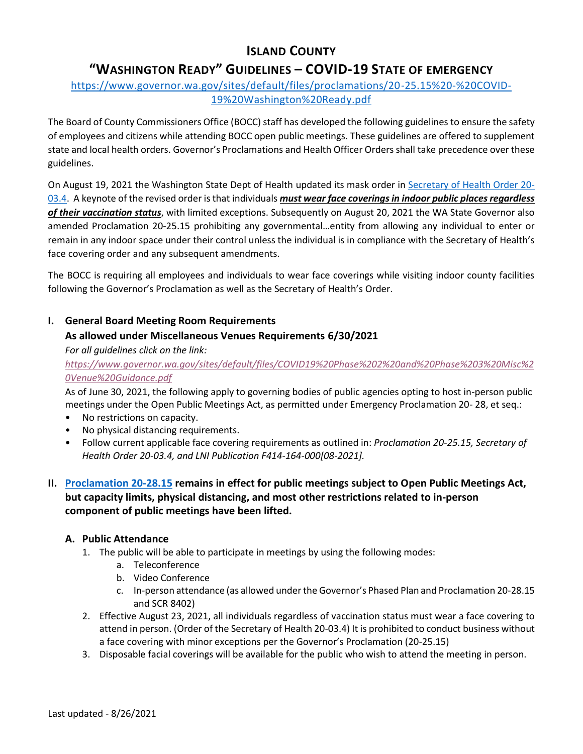# Island County

## "Washington Ready" Guidelines – COVID-19 State of Emergency

[https://www.governor.wa.gov/sites/default/files/proclamations/20-25.15%20-%20COVID-19%20Washington%20Ready.pdf](https://www.governor.wa.gov/sites/default/files/proclamations/20-25.15%20-%20COVID-19%20Washington%20Ready.pdf)

The Board of County Commissioners Office (BOCC) staff has developed the following guidelines to ensure the safety of employees and citizens while attending BOCC open public meetings. These guidelines are offered to supplement state and local health orders. Governor's Proclamations and Health Officer Orders shall take precedence over these guidelines.

On August 19, 2021 the Washington State Dept of Health updated its mask order in Secretary of Health Order 20-03.4. A keynote of the revised order is that individuals ***must wear face coverings in indoor public places regardless of their vaccination status***, with limited exceptions. Subsequently on August 20, 2021 the WA State Governor also amended Proclamation 20-25.15 prohibiting any governmental…entity from allowing any individual to enter or remain in any indoor space under their control unless the individual is in compliance with the Secretary of Health's face covering order and any subsequent amendments.

The BOCC is requiring all employees and individuals to wear face coverings while visiting indoor county facilities following the Governor's Proclamation as well as the Secretary of Health's Order.

### I. General Board Meeting Room Requirements
### As allowed under Miscellaneous Venues Requirements 6/30/2021

*For all guidelines click on the link:*
*[https://www.governor.wa.gov/sites/default/files/COVID19%20Phase%202%20and%20Phase%203%20Misc%20Venue%20Guidance.pdf](https://www.governor.wa.gov/sites/default/files/COVID19%20Phase%202%20and%20Phase%203%20Misc%20Venue%20Guidance.pdf)*

As of June 30, 2021, the following apply to governing bodies of public agencies opting to host in-person public meetings under the Open Public Meetings Act, as permitted under Emergency Proclamation 20- 28, et seq.:

- No restrictions on capacity.
- No physical distancing requirements.
- Follow current applicable face covering requirements as outlined in: *Proclamation 20-25.15, Secretary of Health Order 20-03.4, and LNI Publication F414-164-000[08-2021].*

### II. Proclamation 20-28.15 remains in effect for public meetings subject to Open Public Meetings Act, but capacity limits, physical distancing, and most other restrictions related to in-person component of public meetings have been lifted.

#### A. Public Attendance

1. The public will be able to participate in meetings by using the following modes:
   a. Teleconference
   b. Video Conference
   c. In-person attendance (as allowed under the Governor's Phased Plan and Proclamation 20-28.15 and SCR 8402)
2. Effective August 23, 2021, all individuals regardless of vaccination status must wear a face covering to attend in person. (Order of the Secretary of Health 20-03.4) It is prohibited to conduct business without a face covering with minor exceptions per the Governor's Proclamation (20-25.15)
3. Disposable facial coverings will be available for the public who wish to attend the meeting in person.

Last updated - 8/26/2021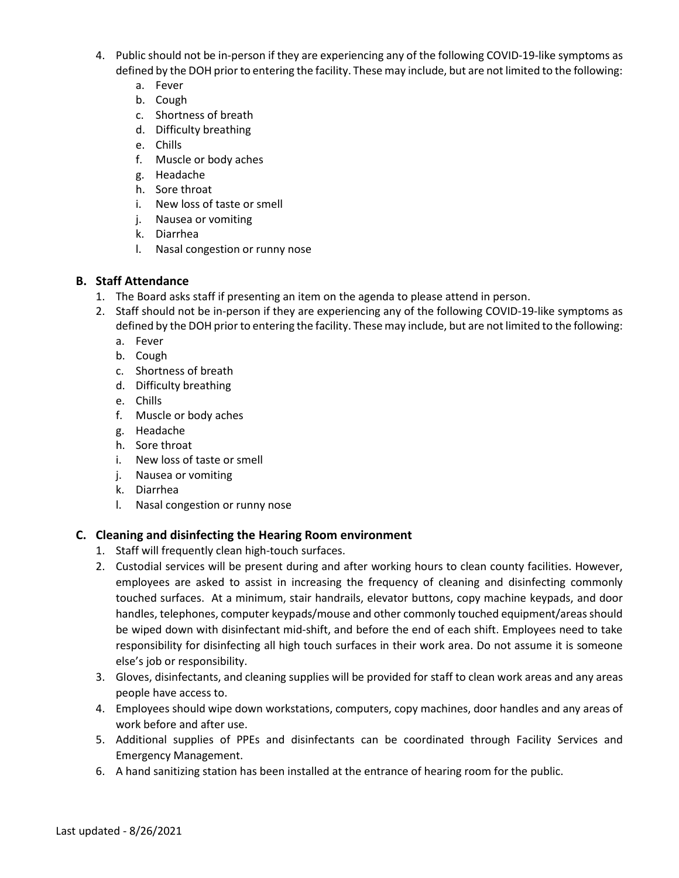4. Public should not be in-person if they are experiencing any of the following COVID-19-like symptoms as defined by the DOH prior to entering the facility. These may include, but are not limited to the following:
    a. Fever
    b. Cough
    c. Shortness of breath
    d. Difficulty breathing
    e. Chills
    f. Muscle or body aches
    g. Headache
    h. Sore throat
    i. New loss of taste or smell
    j. Nausea or vomiting
    k. Diarrhea
    l. Nasal congestion or runny nose

### B. Staff Attendance

1. The Board asks staff if presenting an item on the agenda to please attend in person.
2. Staff should not be in-person if they are experiencing any of the following COVID-19-like symptoms as defined by the DOH prior to entering the facility. These may include, but are not limited to the following:
    a. Fever
    b. Cough
    c. Shortness of breath
    d. Difficulty breathing
    e. Chills
    f. Muscle or body aches
    g. Headache
    h. Sore throat
    i. New loss of taste or smell
    j. Nausea or vomiting
    k. Diarrhea
    l. Nasal congestion or runny nose

### C. Cleaning and disinfecting the Hearing Room environment

1. Staff will frequently clean high-touch surfaces.
2. Custodial services will be present during and after working hours to clean county facilities. However, employees are asked to assist in increasing the frequency of cleaning and disinfecting commonly touched surfaces. At a minimum, stair handrails, elevator buttons, copy machine keypads, and door handles, telephones, computer keypads/mouse and other commonly touched equipment/areas should be wiped down with disinfectant mid-shift, and before the end of each shift. Employees need to take responsibility for disinfecting all high touch surfaces in their work area. Do not assume it is someone else's job or responsibility.
3. Gloves, disinfectants, and cleaning supplies will be provided for staff to clean work areas and any areas people have access to.
4. Employees should wipe down workstations, computers, copy machines, door handles and any areas of work before and after use.
5. Additional supplies of PPEs and disinfectants can be coordinated through Facility Services and Emergency Management.
6. A hand sanitizing station has been installed at the entrance of hearing room for the public.

Last updated - 8/26/2021